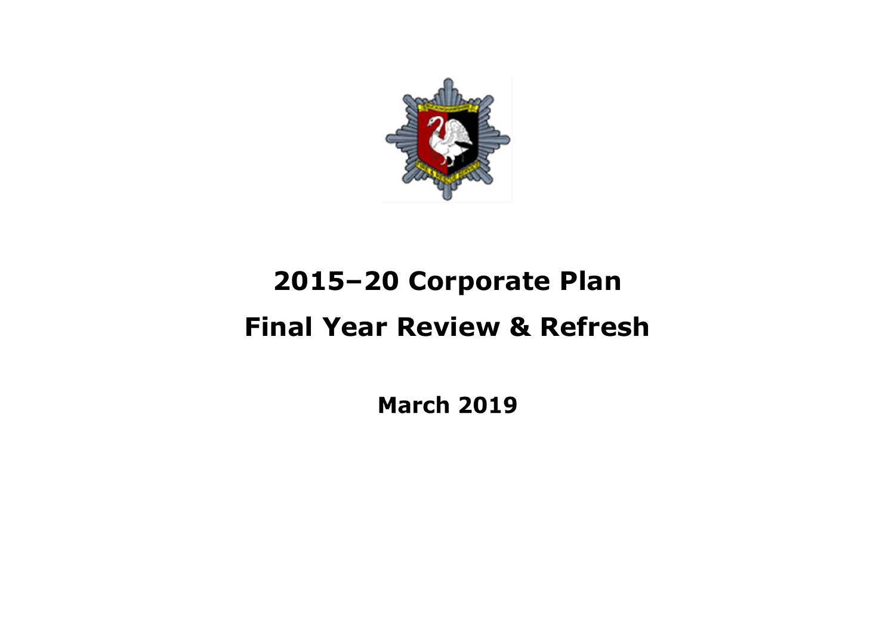# 2015–20 Corporate Plan

# Final Year Review & Refresh

**March 2019**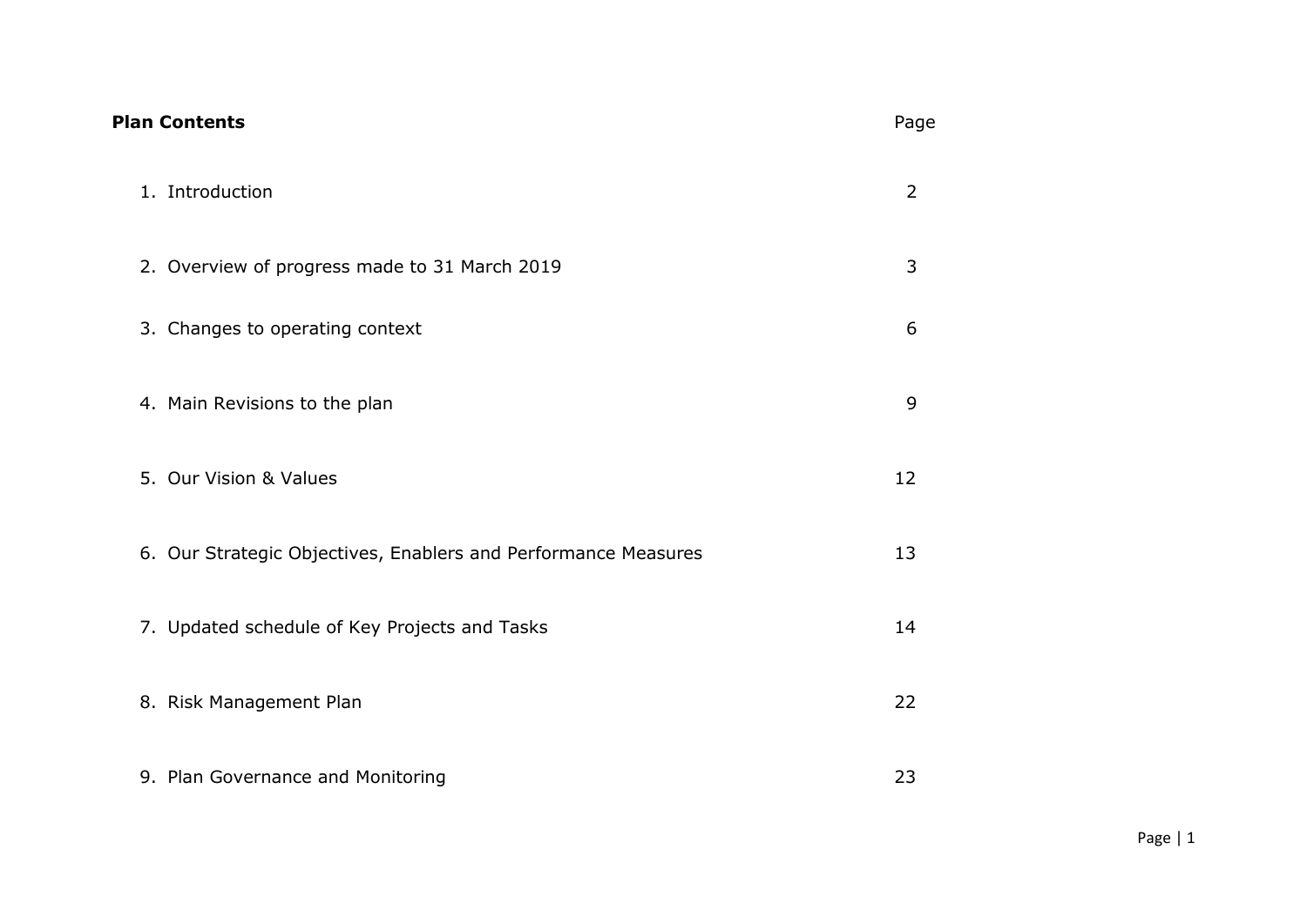**Plan Contents**

| | Page |
|---|---|
| 1. Introduction | 2 |
| 2. Overview of progress made to 31 March 2019 | 3 |
| 3. Changes to operating context | 6 |
| 4. Main Revisions to the plan | 9 |
| 5. Our Vision & Values | 12 |
| 6. Our Strategic Objectives, Enablers and Performance Measures | 13 |
| 7. Updated schedule of Key Projects and Tasks | 14 |
| 8. Risk Management Plan | 22 |
| 9. Plan Governance and Monitoring | 23 |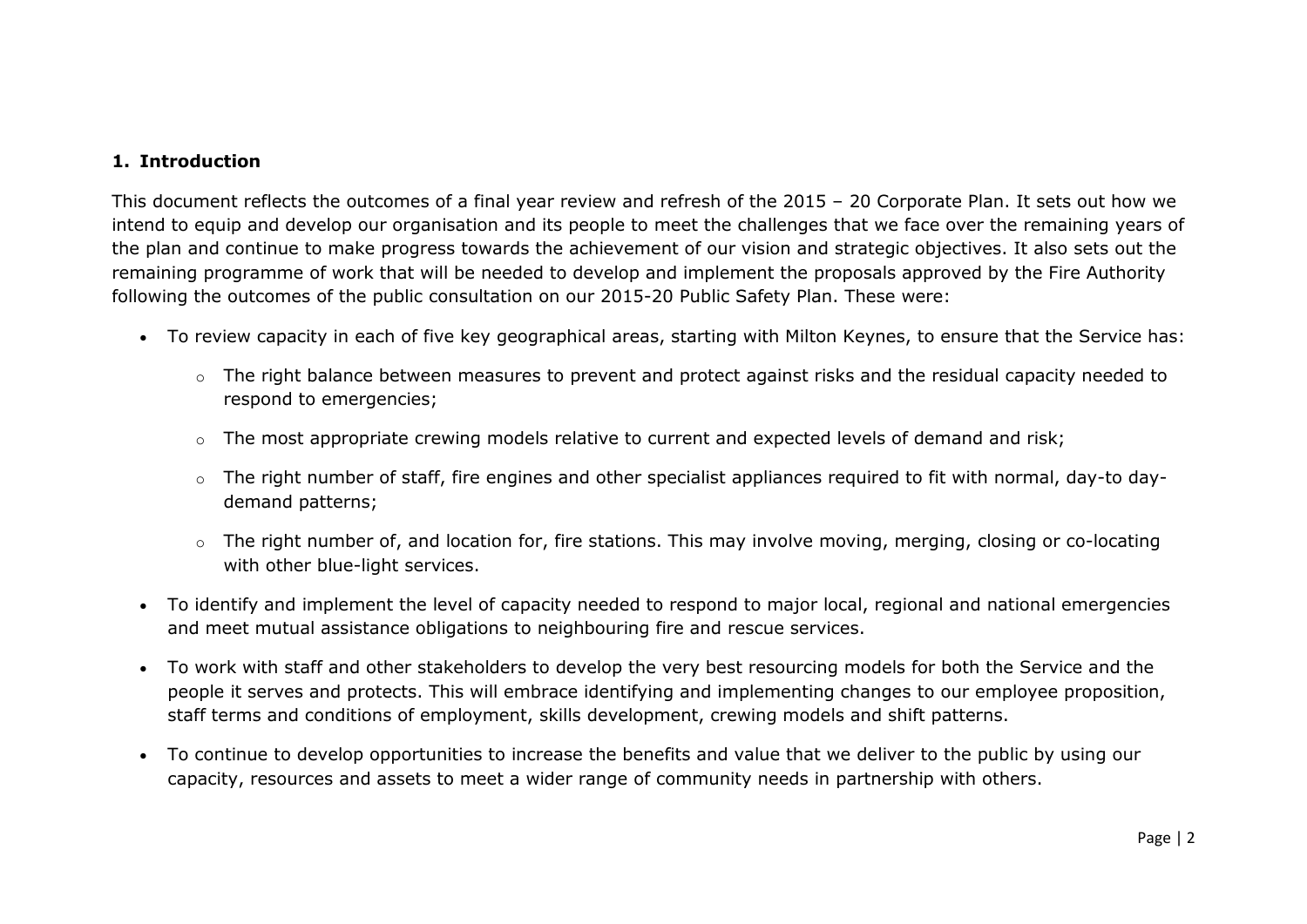## 1. Introduction

This document reflects the outcomes of a final year review and refresh of the 2015 – 20 Corporate Plan. It sets out how we intend to equip and develop our organisation and its people to meet the challenges that we face over the remaining years of the plan and continue to make progress towards the achievement of our vision and strategic objectives. It also sets out the remaining programme of work that will be needed to develop and implement the proposals approved by the Fire Authority following the outcomes of the public consultation on our 2015-20 Public Safety Plan. These were:

- To review capacity in each of five key geographical areas, starting with Milton Keynes, to ensure that the Service has:
  - The right balance between measures to prevent and protect against risks and the residual capacity needed to respond to emergencies;
  - The most appropriate crewing models relative to current and expected levels of demand and risk;
  - The right number of staff, fire engines and other specialist appliances required to fit with normal, day-to day-demand patterns;
  - The right number of, and location for, fire stations. This may involve moving, merging, closing or co-locating with other blue-light services.
- To identify and implement the level of capacity needed to respond to major local, regional and national emergencies and meet mutual assistance obligations to neighbouring fire and rescue services.
- To work with staff and other stakeholders to develop the very best resourcing models for both the Service and the people it serves and protects. This will embrace identifying and implementing changes to our employee proposition, staff terms and conditions of employment, skills development, crewing models and shift patterns.
- To continue to develop opportunities to increase the benefits and value that we deliver to the public by using our capacity, resources and assets to meet a wider range of community needs in partnership with others.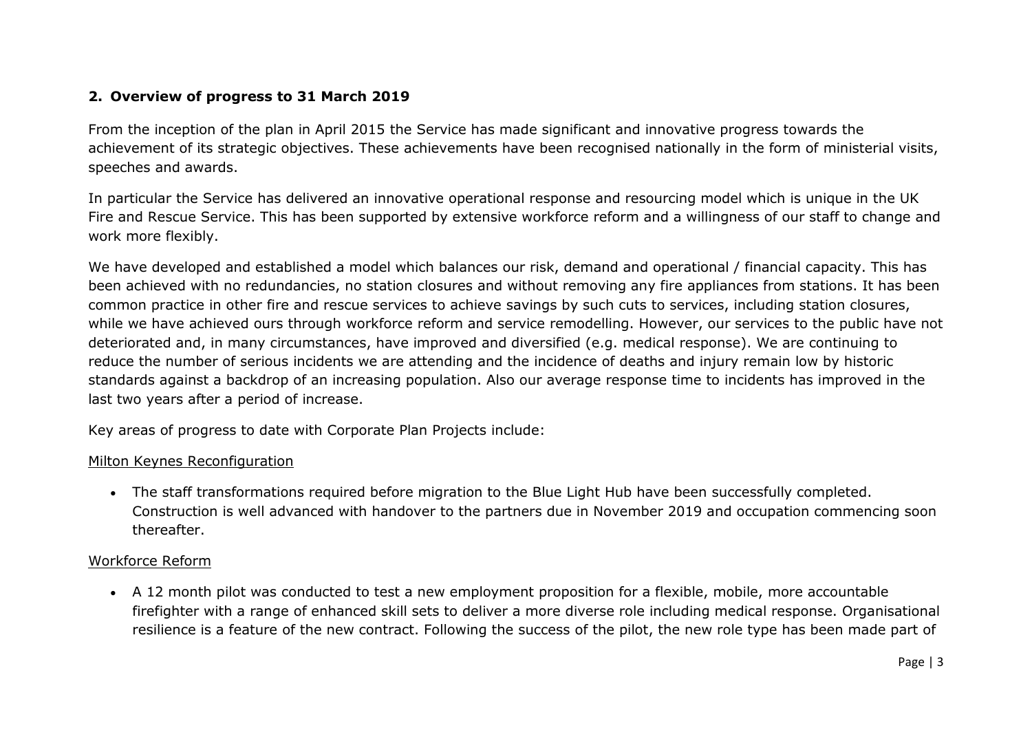## 2. Overview of progress to 31 March 2019

From the inception of the plan in April 2015 the Service has made significant and innovative progress towards the achievement of its strategic objectives. These achievements have been recognised nationally in the form of ministerial visits, speeches and awards.

In particular the Service has delivered an innovative operational response and resourcing model which is unique in the UK Fire and Rescue Service. This has been supported by extensive workforce reform and a willingness of our staff to change and work more flexibly.

We have developed and established a model which balances our risk, demand and operational / financial capacity. This has been achieved with no redundancies, no station closures and without removing any fire appliances from stations. It has been common practice in other fire and rescue services to achieve savings by such cuts to services, including station closures, while we have achieved ours through workforce reform and service remodelling. However, our services to the public have not deteriorated and, in many circumstances, have improved and diversified (e.g. medical response). We are continuing to reduce the number of serious incidents we are attending and the incidence of deaths and injury remain low by historic standards against a backdrop of an increasing population. Also our average response time to incidents has improved in the last two years after a period of increase.

Key areas of progress to date with Corporate Plan Projects include:

<u>Milton Keynes Reconfiguration</u>

- The staff transformations required before migration to the Blue Light Hub have been successfully completed. Construction is well advanced with handover to the partners due in November 2019 and occupation commencing soon thereafter.

<u>Workforce Reform</u>

- A 12 month pilot was conducted to test a new employment proposition for a flexible, mobile, more accountable firefighter with a range of enhanced skill sets to deliver a more diverse role including medical response. Organisational resilience is a feature of the new contract. Following the success of the pilot, the new role type has been made part of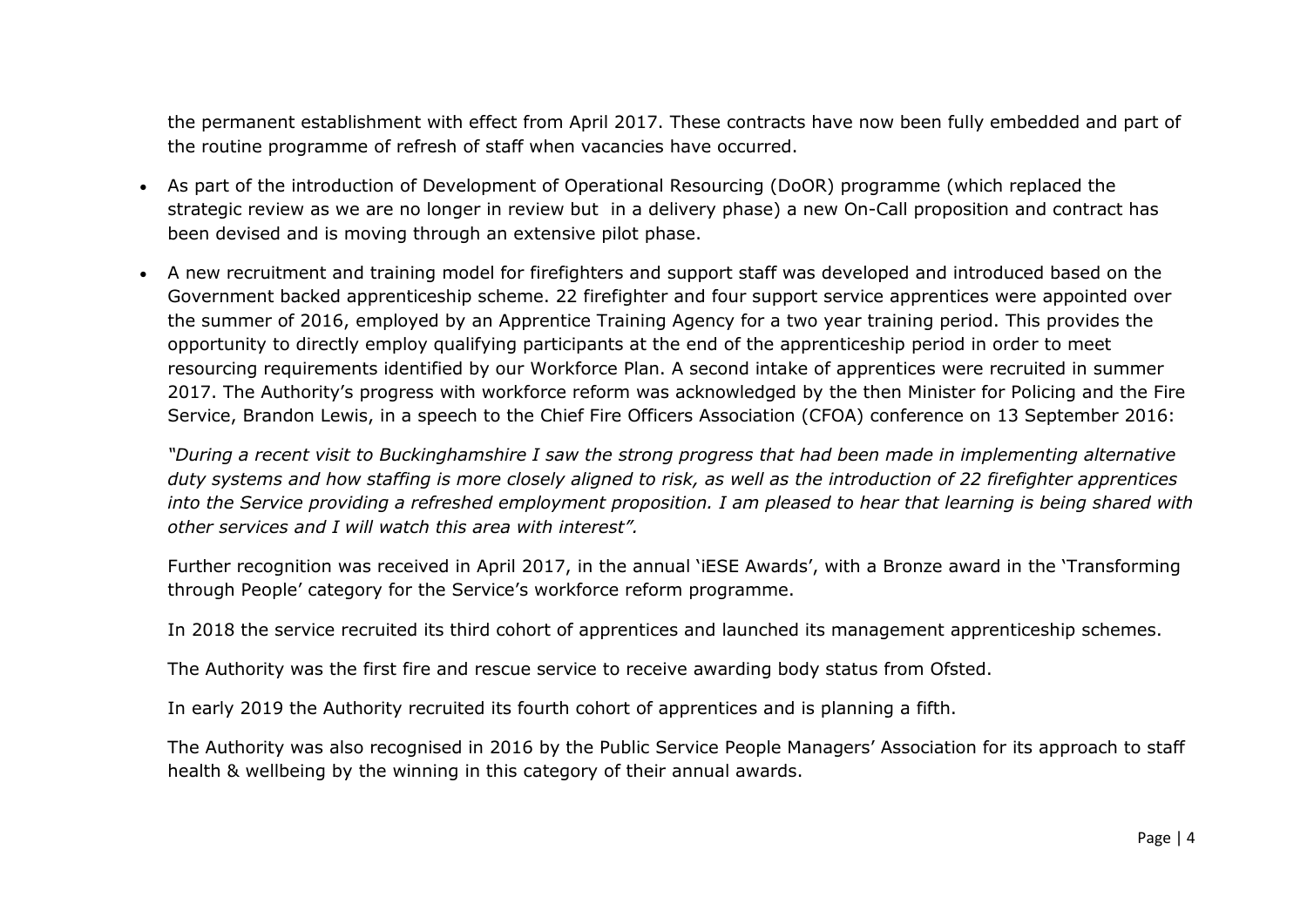the permanent establishment with effect from April 2017. These contracts have now been fully embedded and part of the routine programme of refresh of staff when vacancies have occurred.

- As part of the introduction of Development of Operational Resourcing (DoOR) programme (which replaced the strategic review as we are no longer in review but in a delivery phase) a new On-Call proposition and contract has been devised and is moving through an extensive pilot phase.
- A new recruitment and training model for firefighters and support staff was developed and introduced based on the Government backed apprenticeship scheme. 22 firefighter and four support service apprentices were appointed over the summer of 2016, employed by an Apprentice Training Agency for a two year training period. This provides the opportunity to directly employ qualifying participants at the end of the apprenticeship period in order to meet resourcing requirements identified by our Workforce Plan. A second intake of apprentices were recruited in summer 2017. The Authority's progress with workforce reform was acknowledged by the then Minister for Policing and the Fire Service, Brandon Lewis, in a speech to the Chief Fire Officers Association (CFOA) conference on 13 September 2016:

  *"During a recent visit to Buckinghamshire I saw the strong progress that had been made in implementing alternative duty systems and how staffing is more closely aligned to risk, as well as the introduction of 22 firefighter apprentices into the Service providing a refreshed employment proposition. I am pleased to hear that learning is being shared with other services and I will watch this area with interest".*

  Further recognition was received in April 2017, in the annual 'iESE Awards', with a Bronze award in the 'Transforming through People' category for the Service's workforce reform programme.

  In 2018 the service recruited its third cohort of apprentices and launched its management apprenticeship schemes.

  The Authority was the first fire and rescue service to receive awarding body status from Ofsted.

  In early 2019 the Authority recruited its fourth cohort of apprentices and is planning a fifth.

  The Authority was also recognised in 2016 by the Public Service People Managers' Association for its approach to staff health & wellbeing by the winning in this category of their annual awards.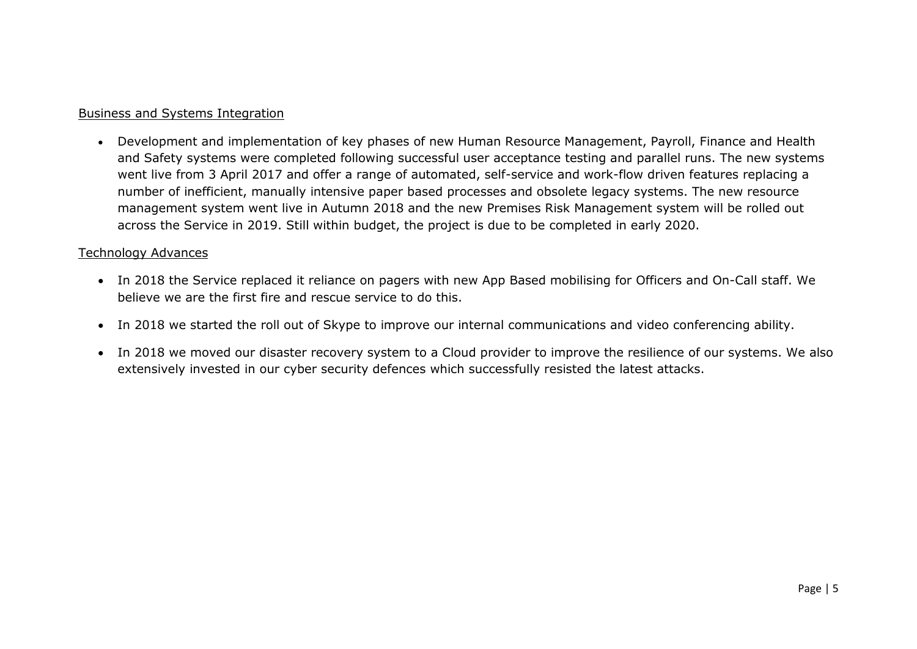## Business and Systems Integration

- Development and implementation of key phases of new Human Resource Management, Payroll, Finance and Health and Safety systems were completed following successful user acceptance testing and parallel runs. The new systems went live from 3 April 2017 and offer a range of automated, self-service and work-flow driven features replacing a number of inefficient, manually intensive paper based processes and obsolete legacy systems. The new resource management system went live in Autumn 2018 and the new Premises Risk Management system will be rolled out across the Service in 2019. Still within budget, the project is due to be completed in early 2020.

## Technology Advances

- In 2018 the Service replaced it reliance on pagers with new App Based mobilising for Officers and On-Call staff. We believe we are the first fire and rescue service to do this.

- In 2018 we started the roll out of Skype to improve our internal communications and video conferencing ability.

- In 2018 we moved our disaster recovery system to a Cloud provider to improve the resilience of our systems. We also extensively invested in our cyber security defences which successfully resisted the latest attacks.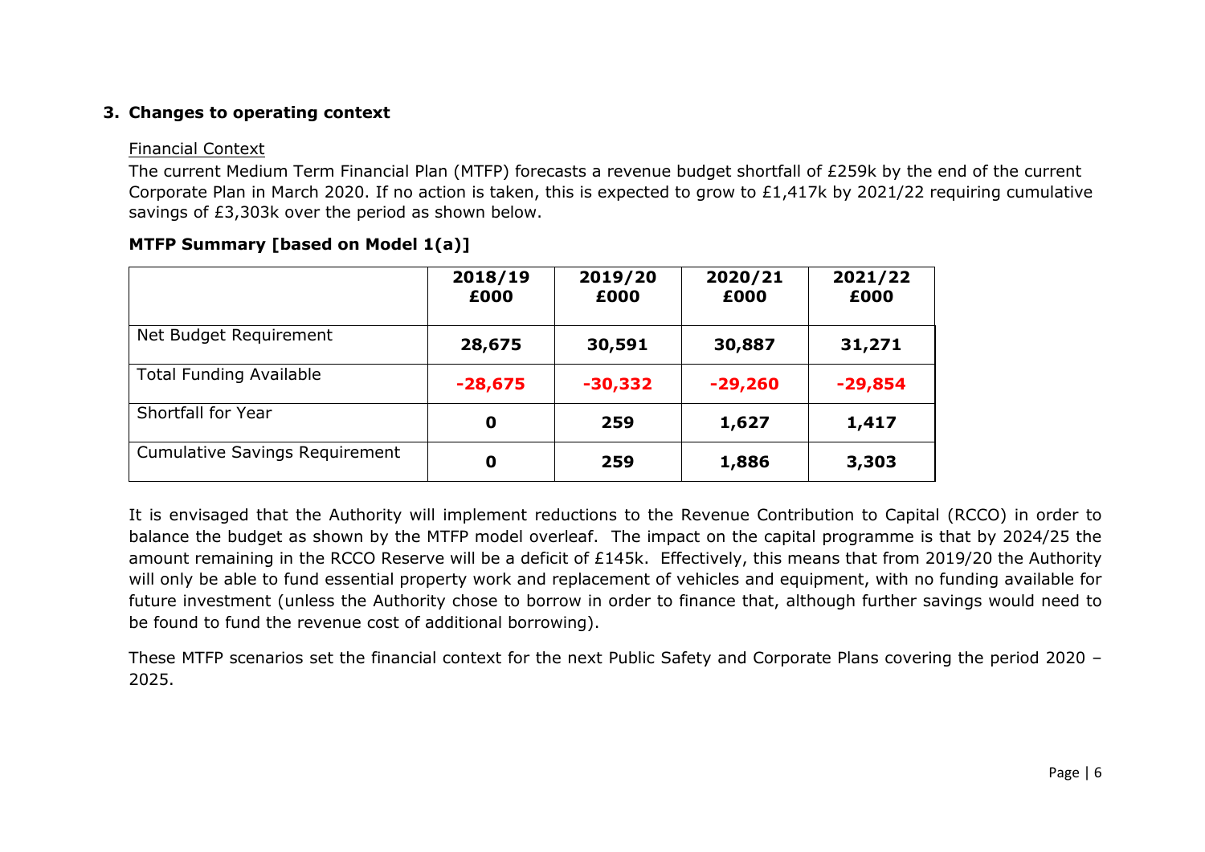## 3. Changes to operating context

Financial Context

The current Medium Term Financial Plan (MTFP) forecasts a revenue budget shortfall of £259k by the end of the current Corporate Plan in March 2020. If no action is taken, this is expected to grow to £1,417k by 2021/22 requiring cumulative savings of £3,303k over the period as shown below.

**MTFP Summary [based on Model 1(a)]**

| | 2018/19 £000 | 2019/20 £000 | 2020/21 £000 | 2021/22 £000 |
|---|---|---|---|---|
| Net Budget Requirement | **28,675** | **30,591** | **30,887** | **31,271** |
| Total Funding Available | **-28,675** | **-30,332** | **-29,260** | **-29,854** |
| Shortfall for Year | **0** | **259** | **1,627** | **1,417** |
| Cumulative Savings Requirement | **0** | **259** | **1,886** | **3,303** |

It is envisaged that the Authority will implement reductions to the Revenue Contribution to Capital (RCCO) in order to balance the budget as shown by the MTFP model overleaf. The impact on the capital programme is that by 2024/25 the amount remaining in the RCCO Reserve will be a deficit of £145k. Effectively, this means that from 2019/20 the Authority will only be able to fund essential property work and replacement of vehicles and equipment, with no funding available for future investment (unless the Authority chose to borrow in order to finance that, although further savings would need to be found to fund the revenue cost of additional borrowing).

These MTFP scenarios set the financial context for the next Public Safety and Corporate Plans covering the period 2020 – 2025.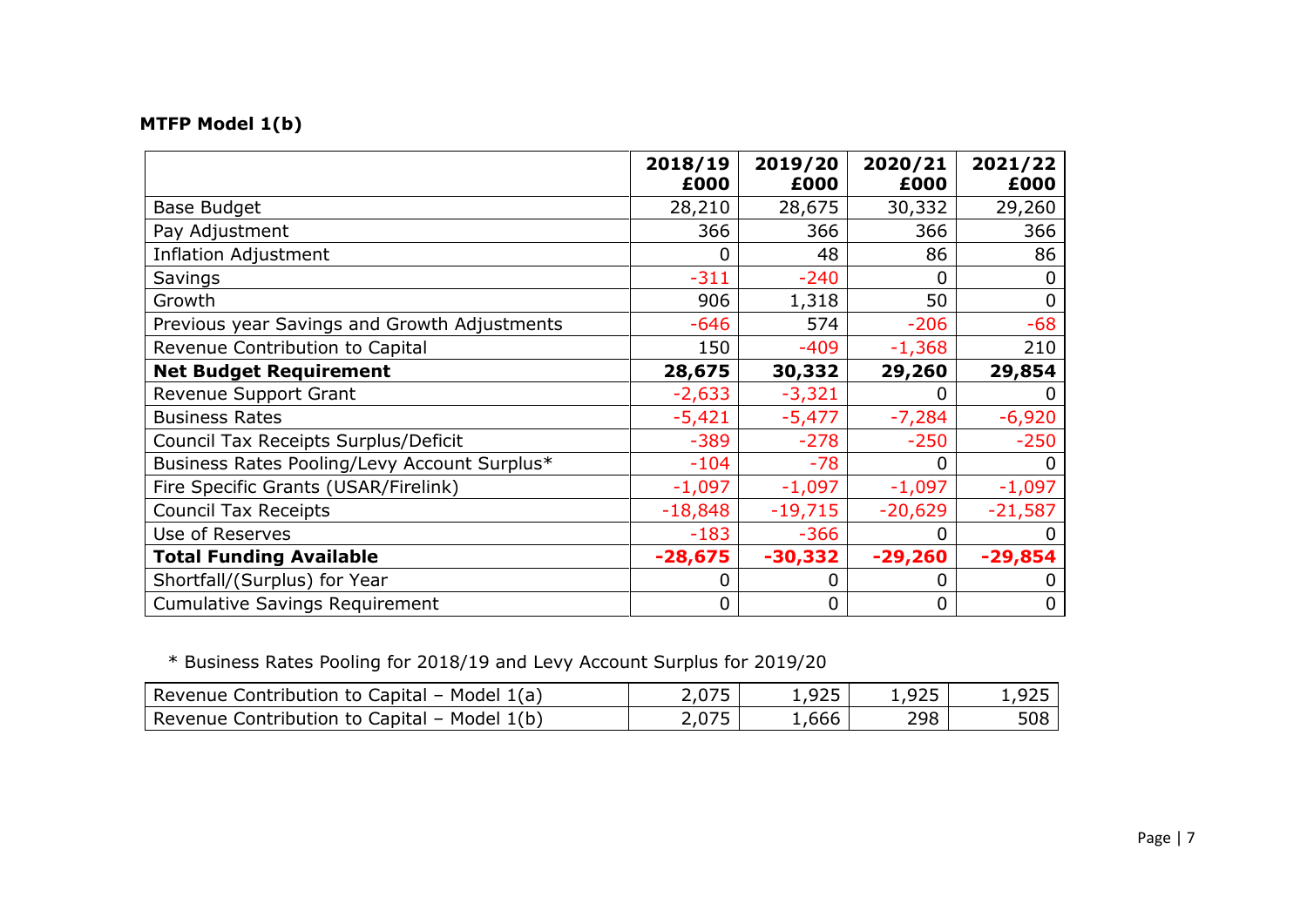**MTFP Model 1(b)**

| | 2018/19 £000 | 2019/20 £000 | 2020/21 £000 | 2021/22 £000 |
|---|---|---|---|---|
| Base Budget | 28,210 | 28,675 | 30,332 | 29,260 |
| Pay Adjustment | 366 | 366 | 366 | 366 |
| Inflation Adjustment | 0 | 48 | 86 | 86 |
| Savings | -311 | -240 | 0 | 0 |
| Growth | 906 | 1,318 | 50 | 0 |
| Previous year Savings and Growth Adjustments | -646 | 574 | -206 | -68 |
| Revenue Contribution to Capital | 150 | -409 | -1,368 | 210 |
| **Net Budget Requirement** | **28,675** | **30,332** | **29,260** | **29,854** |
| Revenue Support Grant | -2,633 | -3,321 | 0 | 0 |
| Business Rates | -5,421 | -5,477 | -7,284 | -6,920 |
| Council Tax Receipts Surplus/Deficit | -389 | -278 | -250 | -250 |
| Business Rates Pooling/Levy Account Surplus* | -104 | -78 | 0 | 0 |
| Fire Specific Grants (USAR/Firelink) | -1,097 | -1,097 | -1,097 | -1,097 |
| Council Tax Receipts | -18,848 | -19,715 | -20,629 | -21,587 |
| Use of Reserves | -183 | -366 | 0 | 0 |
| **Total Funding Available** | **-28,675** | **-30,332** | **-29,260** | **-29,854** |
| Shortfall/(Surplus) for Year | 0 | 0 | 0 | 0 |
| Cumulative Savings Requirement | 0 | 0 | 0 | 0 |

* Business Rates Pooling for 2018/19 and Levy Account Surplus for 2019/20

| | | | | |
|---|---|---|---|---|
| Revenue Contribution to Capital – Model 1(a) | 2,075 | 1,925 | 1,925 | 1,925 |
| Revenue Contribution to Capital – Model 1(b) | 2,075 | 1,666 | 298 | 508 |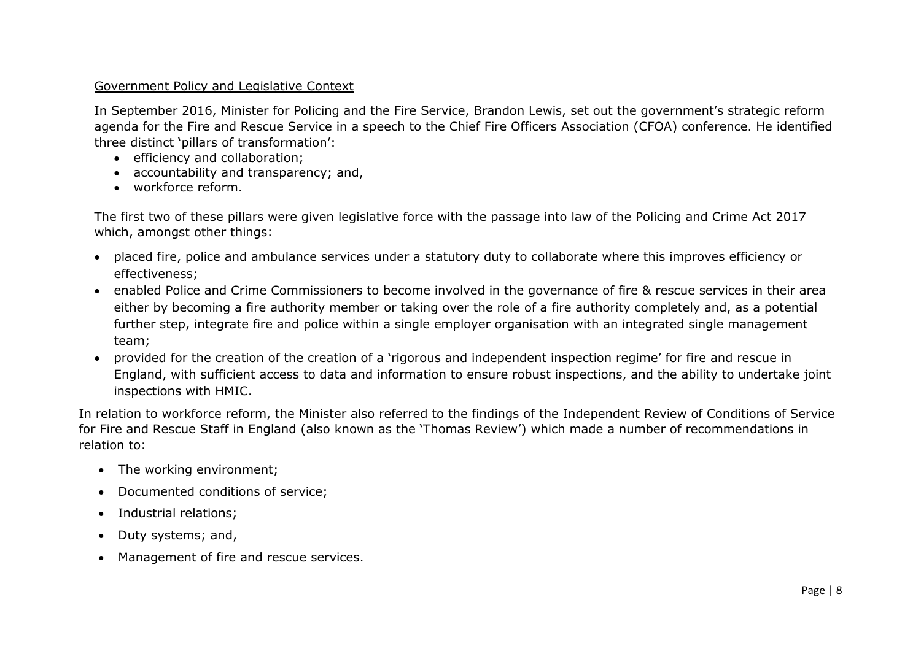## Government Policy and Legislative Context

In September 2016, Minister for Policing and the Fire Service, Brandon Lewis, set out the government's strategic reform agenda for the Fire and Rescue Service in a speech to the Chief Fire Officers Association (CFOA) conference. He identified three distinct 'pillars of transformation':

- efficiency and collaboration;
- accountability and transparency; and,
- workforce reform.

The first two of these pillars were given legislative force with the passage into law of the Policing and Crime Act 2017 which, amongst other things:

- placed fire, police and ambulance services under a statutory duty to collaborate where this improves efficiency or effectiveness;
- enabled Police and Crime Commissioners to become involved in the governance of fire & rescue services in their area either by becoming a fire authority member or taking over the role of a fire authority completely and, as a potential further step, integrate fire and police within a single employer organisation with an integrated single management team;
- provided for the creation of the creation of a 'rigorous and independent inspection regime' for fire and rescue in England, with sufficient access to data and information to ensure robust inspections, and the ability to undertake joint inspections with HMIC.

In relation to workforce reform, the Minister also referred to the findings of the Independent Review of Conditions of Service for Fire and Rescue Staff in England (also known as the 'Thomas Review') which made a number of recommendations in relation to:

- The working environment;
- Documented conditions of service;
- Industrial relations;
- Duty systems; and,
- Management of fire and rescue services.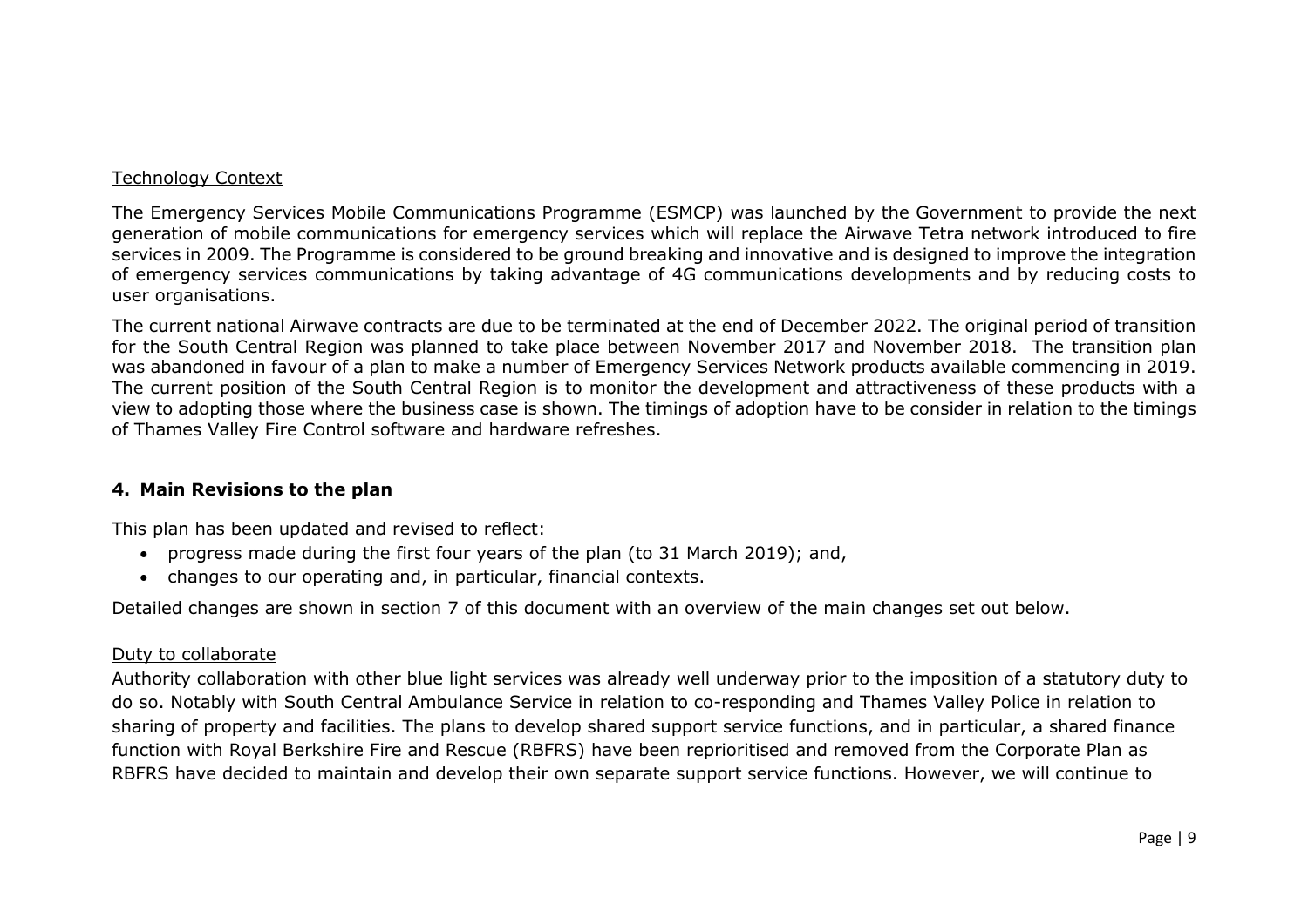Technology Context

The Emergency Services Mobile Communications Programme (ESMCP) was launched by the Government to provide the next generation of mobile communications for emergency services which will replace the Airwave Tetra network introduced to fire services in 2009. The Programme is considered to be ground breaking and innovative and is designed to improve the integration of emergency services communications by taking advantage of 4G communications developments and by reducing costs to user organisations.

The current national Airwave contracts are due to be terminated at the end of December 2022. The original period of transition for the South Central Region was planned to take place between November 2017 and November 2018. The transition plan was abandoned in favour of a plan to make a number of Emergency Services Network products available commencing in 2019. The current position of the South Central Region is to monitor the development and attractiveness of these products with a view to adopting those where the business case is shown. The timings of adoption have to be consider in relation to the timings of Thames Valley Fire Control software and hardware refreshes.

## 4. Main Revisions to the plan

This plan has been updated and revised to reflect:

- progress made during the first four years of the plan (to 31 March 2019); and,
- changes to our operating and, in particular, financial contexts.

Detailed changes are shown in section 7 of this document with an overview of the main changes set out below.

Duty to collaborate

Authority collaboration with other blue light services was already well underway prior to the imposition of a statutory duty to do so. Notably with South Central Ambulance Service in relation to co-responding and Thames Valley Police in relation to sharing of property and facilities. The plans to develop shared support service functions, and in particular, a shared finance function with Royal Berkshire Fire and Rescue (RBFRS) have been reprioritised and removed from the Corporate Plan as RBFRS have decided to maintain and develop their own separate support service functions. However, we will continue to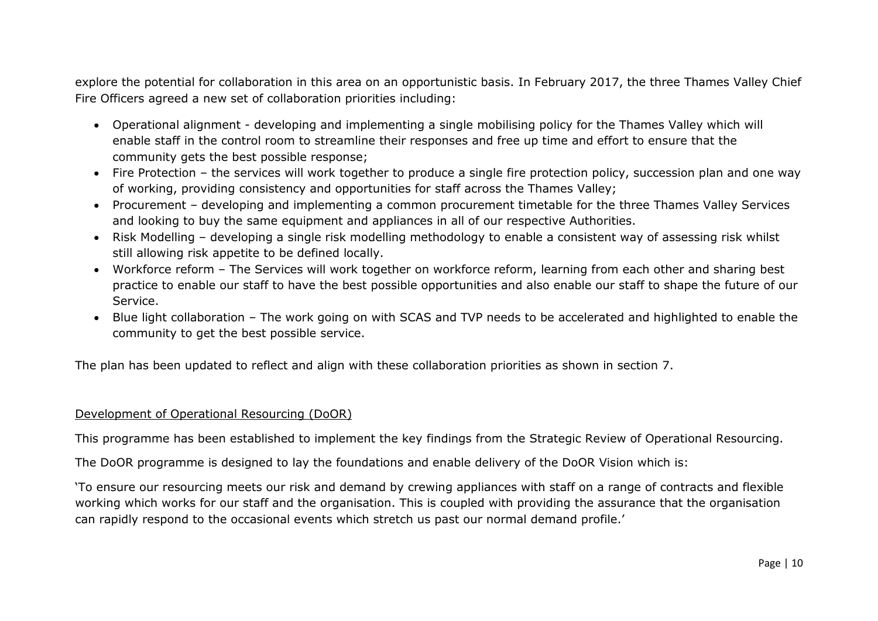explore the potential for collaboration in this area on an opportunistic basis. In February 2017, the three Thames Valley Chief Fire Officers agreed a new set of collaboration priorities including:

- Operational alignment - developing and implementing a single mobilising policy for the Thames Valley which will enable staff in the control room to streamline their responses and free up time and effort to ensure that the community gets the best possible response;
- Fire Protection – the services will work together to produce a single fire protection policy, succession plan and one way of working, providing consistency and opportunities for staff across the Thames Valley;
- Procurement – developing and implementing a common procurement timetable for the three Thames Valley Services and looking to buy the same equipment and appliances in all of our respective Authorities.
- Risk Modelling – developing a single risk modelling methodology to enable a consistent way of assessing risk whilst still allowing risk appetite to be defined locally.
- Workforce reform – The Services will work together on workforce reform, learning from each other and sharing best practice to enable our staff to have the best possible opportunities and also enable our staff to shape the future of our Service.
- Blue light collaboration – The work going on with SCAS and TVP needs to be accelerated and highlighted to enable the community to get the best possible service.

The plan has been updated to reflect and align with these collaboration priorities as shown in section 7.

<u>Development of Operational Resourcing (DoOR)</u>

This programme has been established to implement the key findings from the Strategic Review of Operational Resourcing.

The DoOR programme is designed to lay the foundations and enable delivery of the DoOR Vision which is:

'To ensure our resourcing meets our risk and demand by crewing appliances with staff on a range of contracts and flexible working which works for our staff and the organisation. This is coupled with providing the assurance that the organisation can rapidly respond to the occasional events which stretch us past our normal demand profile.'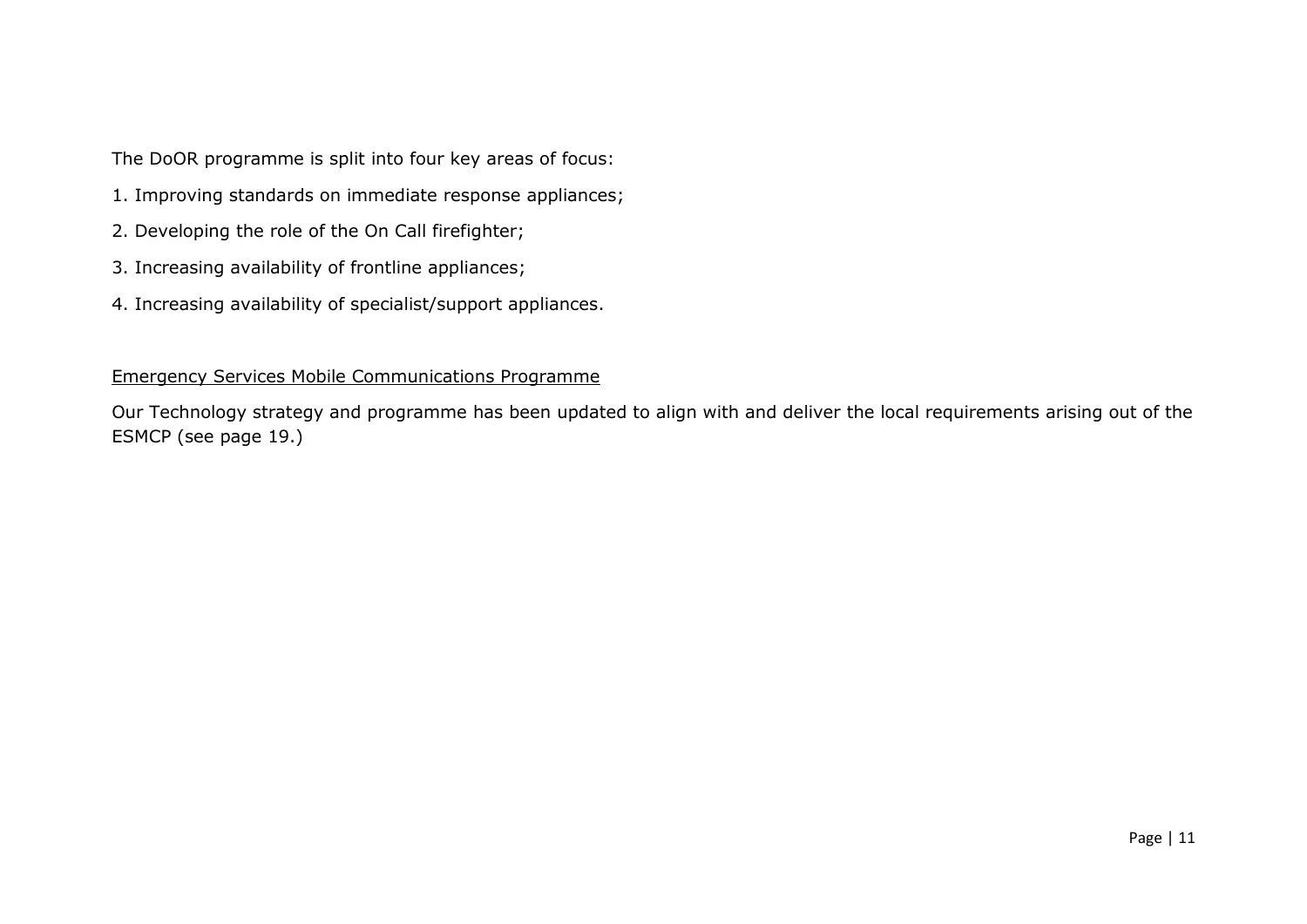The DoOR programme is split into four key areas of focus:

1. Improving standards on immediate response appliances;
2. Developing the role of the On Call firefighter;
3. Increasing availability of frontline appliances;
4. Increasing availability of specialist/support appliances.

<u>Emergency Services Mobile Communications Programme</u>

Our Technology strategy and programme has been updated to align with and deliver the local requirements arising out of the ESMCP (see page 19.)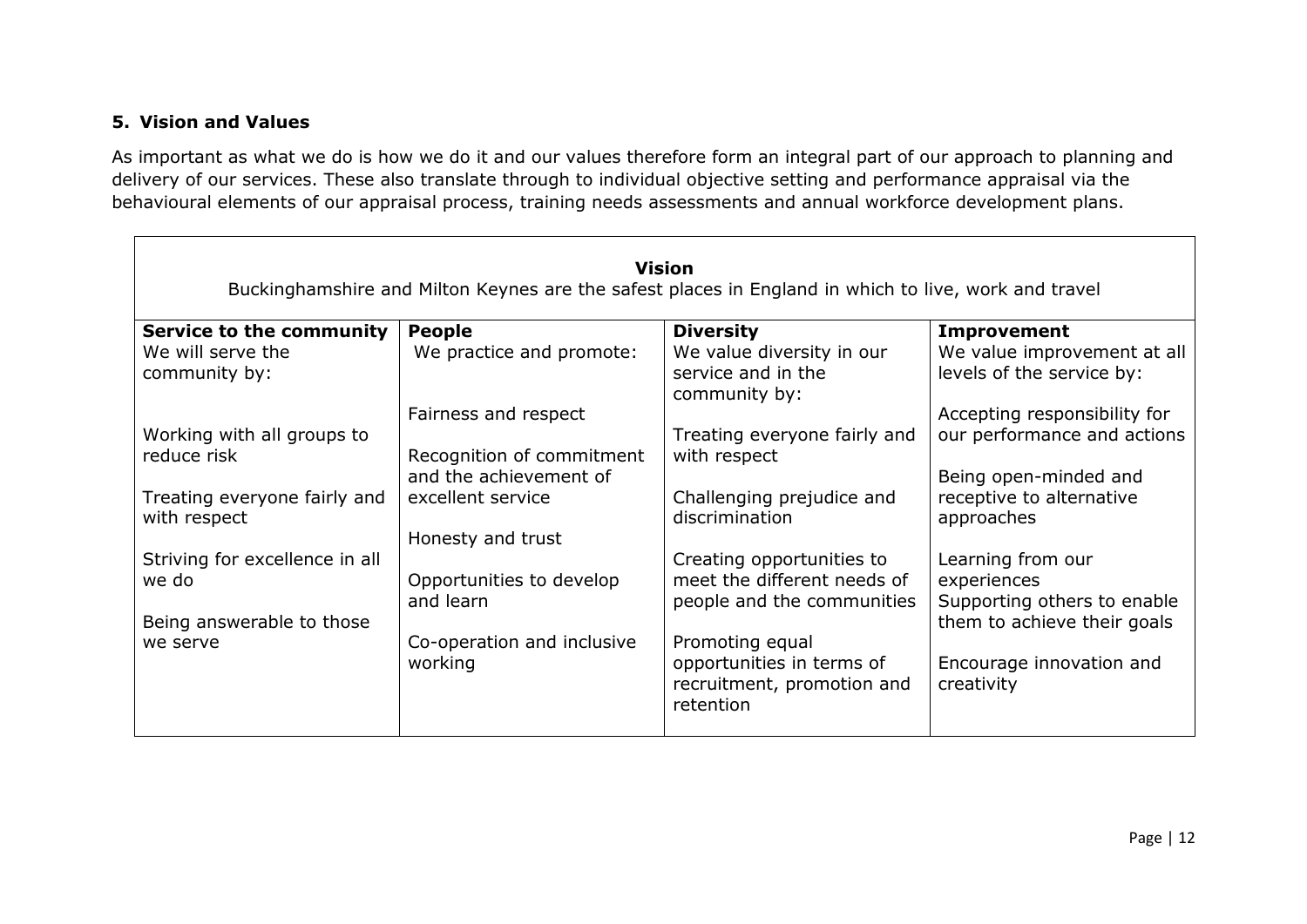## 5. Vision and Values

As important as what we do is how we do it and our values therefore form an integral part of our approach to planning and delivery of our services. These also translate through to individual objective setting and performance appraisal via the behavioural elements of our appraisal process, training needs assessments and annual workforce development plans.

| **Vision**<br>Buckinghamshire and Milton Keynes are the safest places in England in which to live, work and travel | | | |
|---|---|---|---|
| **Service to the community**<br>We will serve the community by:<br><br>Working with all groups to reduce risk<br><br>Treating everyone fairly and with respect<br><br>Striving for excellence in all we do<br><br>Being answerable to those we serve | **People**<br>We practice and promote:<br><br>Fairness and respect<br><br>Recognition of commitment and the achievement of excellent service<br><br>Honesty and trust<br><br>Opportunities to develop and learn<br><br>Co-operation and inclusive working | **Diversity**<br>We value diversity in our service and in the community by:<br><br>Treating everyone fairly and with respect<br><br>Challenging prejudice and discrimination<br><br>Creating opportunities to meet the different needs of people and the communities<br><br>Promoting equal opportunities in terms of recruitment, promotion and retention | **Improvement**<br>We value improvement at all levels of the service by:<br><br>Accepting responsibility for our performance and actions<br><br>Being open-minded and receptive to alternative approaches<br><br>Learning from our experiences<br>Supporting others to enable them to achieve their goals<br><br>Encourage innovation and creativity |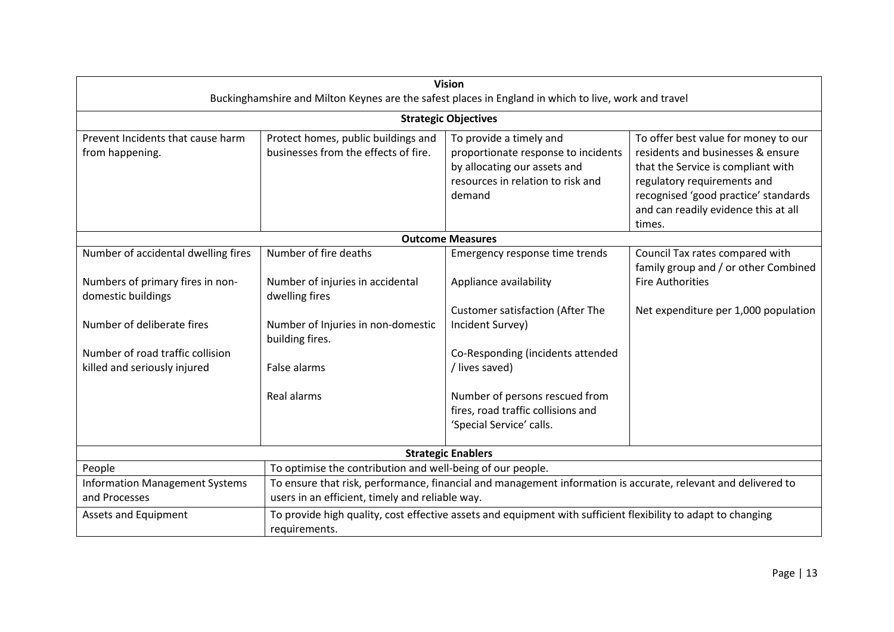| **Vision** | | | |
|---|---|---|---|
| Buckinghamshire and Milton Keynes are the safest places in England in which to live, work and travel | | | |
| **Strategic Objectives** | | | |
| Prevent Incidents that cause harm from happening. | Protect homes, public buildings and businesses from the effects of fire. | To provide a timely and proportionate response to incidents by allocating our assets and resources in relation to risk and demand | To offer best value for money to our residents and businesses & ensure that the Service is compliant with regulatory requirements and recognised 'good practice' standards and can readily evidence this at all times. |
| **Outcome Measures** | | | |
| Number of accidental dwelling fires<br><br>Numbers of primary fires in non-domestic buildings<br><br>Number of deliberate fires<br><br>Number of road traffic collision killed and seriously injured | Number of fire deaths<br><br>Number of injuries in accidental dwelling fires<br><br>Number of Injuries in non-domestic building fires.<br><br>False alarms<br><br>Real alarms | Emergency response time trends<br><br>Appliance availability<br><br>Customer satisfaction (After The Incident Survey)<br><br>Co-Responding (incidents attended / lives saved)<br><br>Number of persons rescued from fires, road traffic collisions and 'Special Service' calls. | Council Tax rates compared with family group and / or other Combined Fire Authorities<br><br>Net expenditure per 1,000 population |
| **Strategic Enablers** | | | |
| People | To optimise the contribution and well-being of our people. | | |
| Information Management Systems and Processes | To ensure that risk, performance, financial and management information is accurate, relevant and delivered to users in an efficient, timely and reliable way. | | |
| Assets and Equipment | To provide high quality, cost effective assets and equipment with sufficient flexibility to adapt to changing requirements. | | |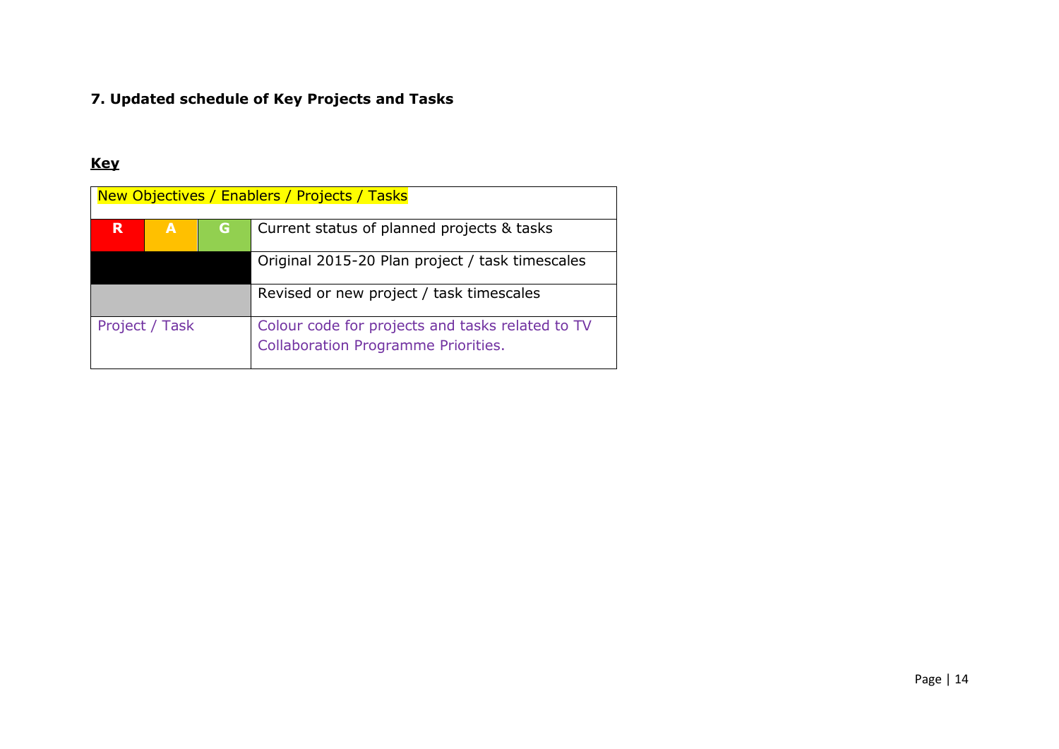### 7. Updated schedule of Key Projects and Tasks

**Key**

| New Objectives / Enablers / Projects / Tasks | | | |
|---|---|---|---|
| R | A | G | Current status of planned projects & tasks |
| | | | Original 2015-20 Plan project / task timescales |
| | | | Revised or new project / task timescales |
| Project / Task | | | Colour code for projects and tasks related to TV Collaboration Programme Priorities. |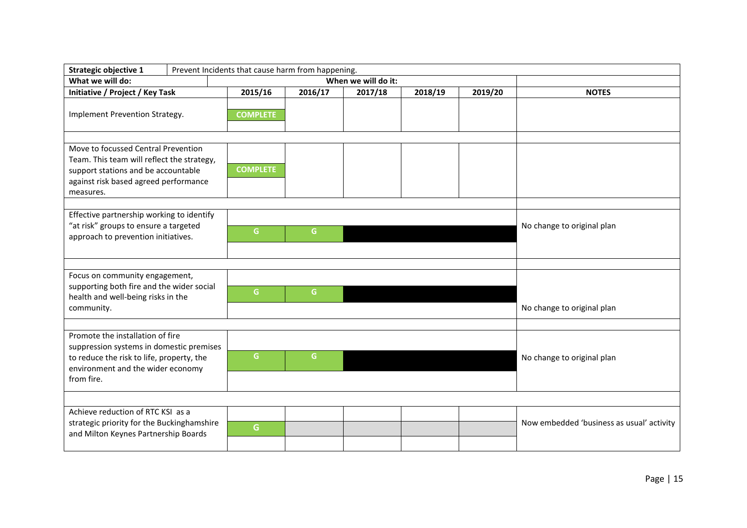| Strategic objective 1 | Prevent Incidents that cause harm from happening. | | | | | |
|---|---|---|---|---|---|---|
| **What we will do:** | **When we will do it:** | | | | | |
| **Initiative / Project / Key Task** | **2015/16** | **2016/17** | **2017/18** | **2018/19** | **2019/20** | **NOTES** |
| Implement Prevention Strategy. | COMPLETE | | | | | |
| Move to focussed Central Prevention Team. This team will reflect the strategy, support stations and be accountable against risk based agreed performance measures. | COMPLETE | | | | | |
| Effective partnership working to identify "at risk" groups to ensure a targeted approach to prevention initiatives. | G | G | | | | No change to original plan |
| Focus on community engagement, supporting both fire and the wider social health and well-being risks in the community. | G | G | | | | No change to original plan |
| Promote the installation of fire suppression systems in domestic premises to reduce the risk to life, property, the environment and the wider economy from fire. | G | G | | | | No change to original plan |
| Achieve reduction of RTC KSI as a strategic priority for the Buckinghamshire and Milton Keynes Partnership Boards | G | | | | | Now embedded 'business as usual' activity |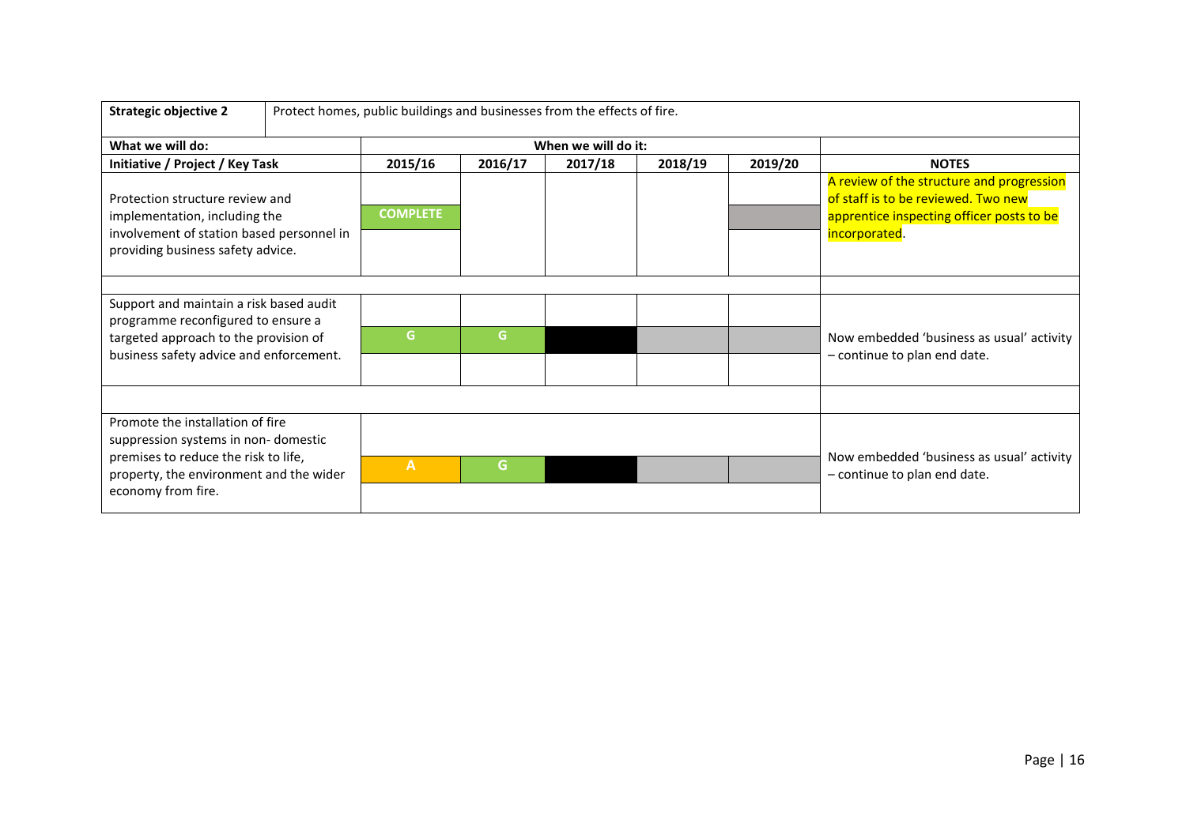| **Strategic objective 2** | Protect homes, public buildings and businesses from the effects of fire. | | | | | |
|---|---|---|---|---|---|---|
| **What we will do:** | **When we will do it:** | | | | | |
| **Initiative / Project / Key Task** | **2015/16** | **2016/17** | **2017/18** | **2018/19** | **2019/20** | **NOTES** |
| Protection structure review and implementation, including the involvement of station based personnel in providing business safety advice. | COMPLETE | | | | | A review of the structure and progression of staff is to be reviewed. Two new apprentice inspecting officer posts to be incorporated. |
| | | | | | | |
| Support and maintain a risk based audit programme reconfigured to ensure a targeted approach to the provision of business safety advice and enforcement. | G | G | | | | Now embedded 'business as usual' activity – continue to plan end date. |
| | | | | | | |
| Promote the installation of fire suppression systems in non- domestic premises to reduce the risk to life, property, the environment and the wider economy from fire. | A | G | | | | Now embedded 'business as usual' activity – continue to plan end date. |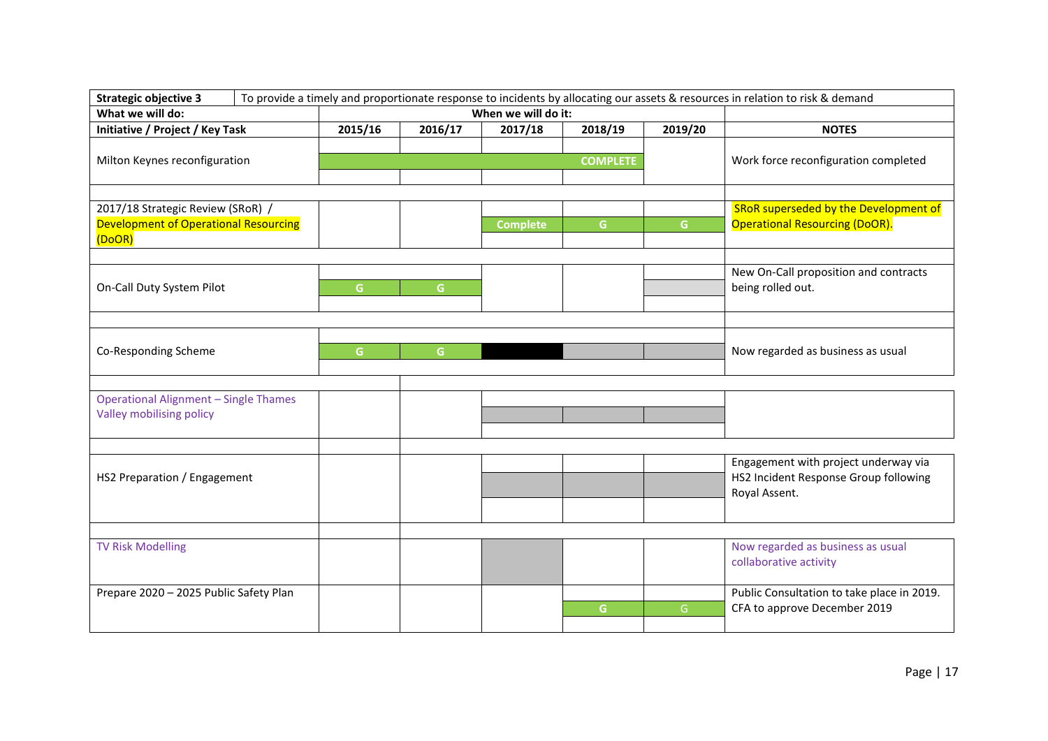| Strategic objective 3 | To provide a timely and proportionate response to incidents by allocating our assets & resources in relation to risk & demand | | | | | |
|---|---|---|---|---|---|---|
| **What we will do:** | **When we will do it:** | | | | | |
| **Initiative / Project / Key Task** | **2015/16** | **2016/17** | **2017/18** | **2018/19** | **2019/20** | **NOTES** |
| Milton Keynes reconfiguration | | | | COMPLETE | | Work force reconfiguration completed |
| 2017/18 Strategic Review (SRoR) / Development of Operational Resourcing (DoOR) | | | Complete | G | G | SRoR superseded by the Development of Operational Resourcing (DoOR). |
| On-Call Duty System Pilot | G | G | | | | New On-Call proposition and contracts being rolled out. |
| Co-Responding Scheme | G | G | | | | Now regarded as business as usual |
| Operational Alignment – Single Thames Valley mobilising policy | | | | | | |
| HS2 Preparation / Engagement | | | | | | Engagement with project underway via HS2 Incident Response Group following Royal Assent. |
| TV Risk Modelling | | | | | | Now regarded as business as usual collaborative activity |
| Prepare 2020 – 2025 Public Safety Plan | | | | G | G | Public Consultation to take place in 2019. CFA to approve December 2019 |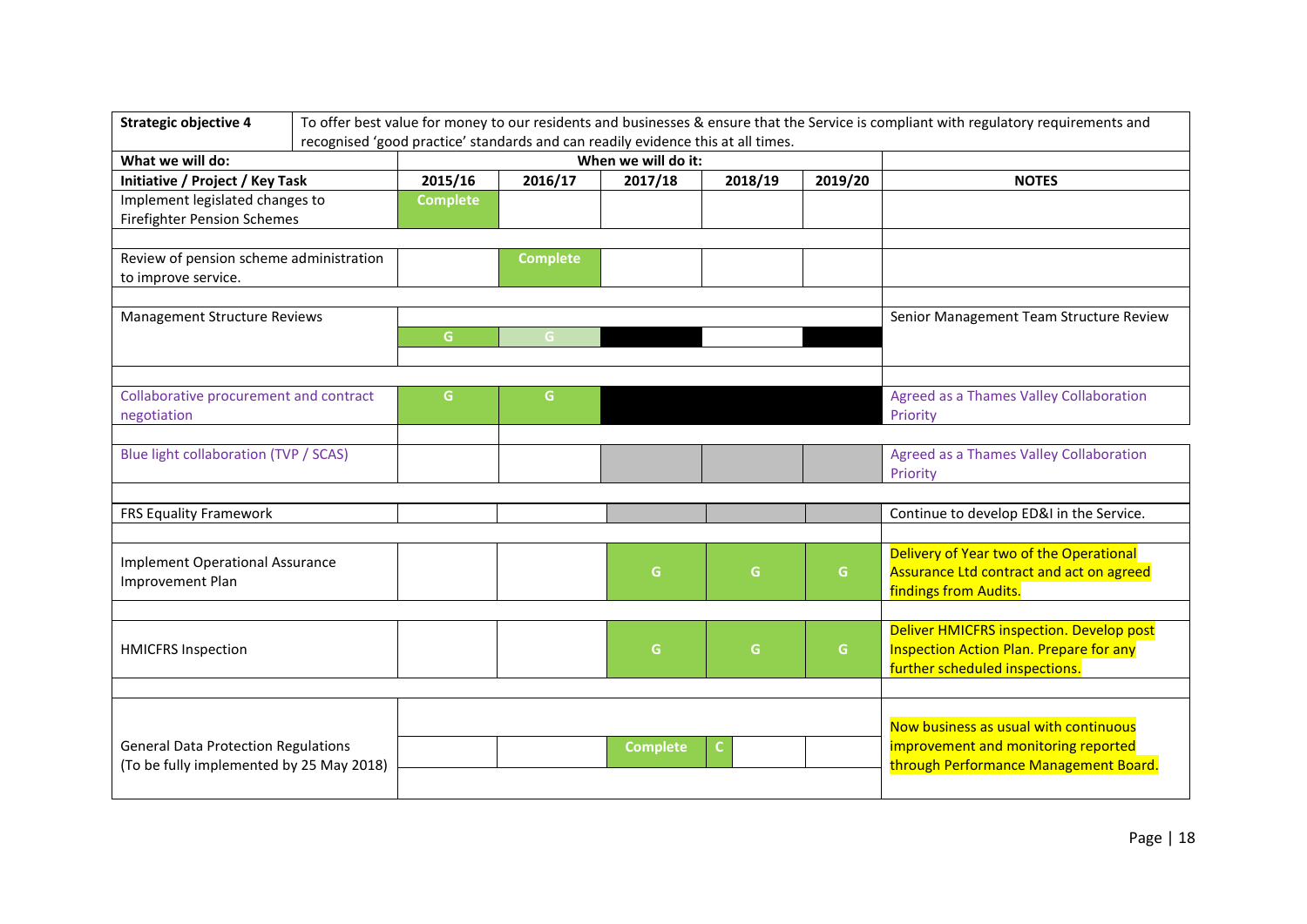| **Strategic objective 4** | To offer best value for money to our residents and businesses & ensure that the Service is compliant with regulatory requirements and recognised 'good practice' standards and can readily evidence this at all times. | | | | | |
|---|---|---|---|---|---|---|
| **What we will do:** | **When we will do it:** | | | | | |
| **Initiative / Project / Key Task** | **2015/16** | **2016/17** | **2017/18** | **2018/19** | **2019/20** | **NOTES** |
| Implement legislated changes to Firefighter Pension Schemes | Complete | | | | | |
| Review of pension scheme administration to improve service. | | Complete | | | | |
| Management Structure Reviews | G | G | | | | Senior Management Team Structure Review |
| Collaborative procurement and contract negotiation | G | G | | | | Agreed as a Thames Valley Collaboration Priority |
| Blue light collaboration (TVP / SCAS) | | | | | | Agreed as a Thames Valley Collaboration Priority |
| FRS Equality Framework | | | | | | Continue to develop ED&I in the Service. |
| Implement Operational Assurance Improvement Plan | | | G | G | G | Delivery of Year two of the Operational Assurance Ltd contract and act on agreed findings from Audits. |
| HMICFRS Inspection | | | G | G | G | Deliver HMICFRS inspection. Develop post Inspection Action Plan. Prepare for any further scheduled inspections. |
| General Data Protection Regulations (To be fully implemented by 25 May 2018) | | | Complete | C | | Now business as usual with continuous improvement and monitoring reported through Performance Management Board. |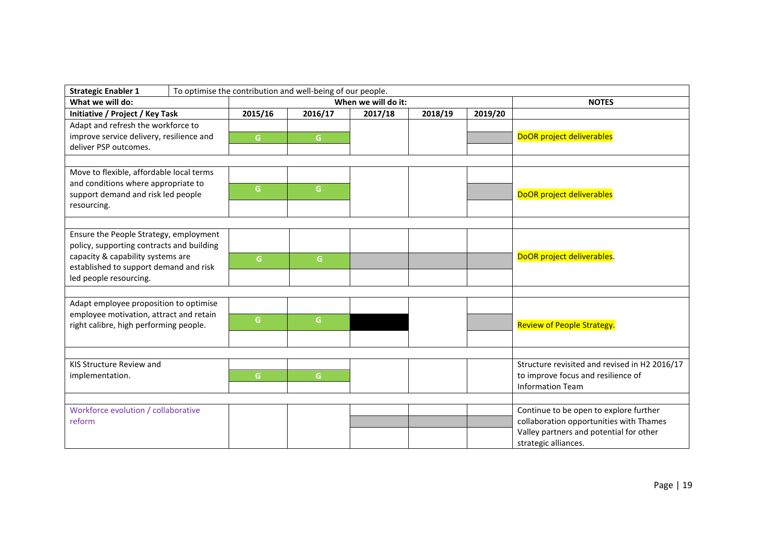| Strategic Enabler 1 | To optimise the contribution and well-being of our people. | | | | | |
|---|---|---|---|---|---|---|
| What we will do: | When we will do it: | | | | | NOTES |
| Initiative / Project / Key Task | 2015/16 | 2016/17 | 2017/18 | 2018/19 | 2019/20 | |
| Adapt and refresh the workforce to improve service delivery, resilience and deliver PSP outcomes. | G | G | | | | DoOR project deliverables |
| Move to flexible, affordable local terms and conditions where appropriate to support demand and risk led people resourcing. | G | G | | | | DoOR project deliverables |
| Ensure the People Strategy, employment policy, supporting contracts and building capacity & capability systems are established to support demand and risk led people resourcing. | G | G | | | | DoOR project deliverables. |
| Adapt employee proposition to optimise employee motivation, attract and retain right calibre, high performing people. | G | G | | | | Review of People Strategy. |
| KIS Structure Review and implementation. | G | G | | | | Structure revisited and revised in H2 2016/17 to improve focus and resilience of Information Team |
| Workforce evolution / collaborative reform | | | | | | Continue to be open to explore further collaboration opportunities with Thames Valley partners and potential for other strategic alliances. |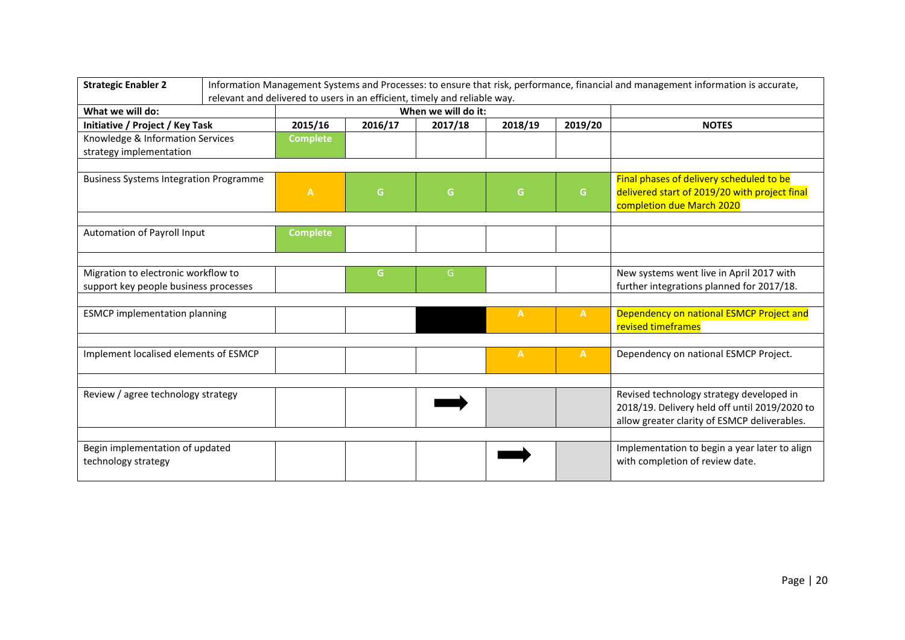| **Strategic Enabler 2** | Information Management Systems and Processes: to ensure that risk, performance, financial and management information is accurate, relevant and delivered to users in an efficient, timely and reliable way. | | | | | |
|---|---|---|---|---|---|---|
| **What we will do:** | **When we will do it:** | | | | | |
| **Initiative / Project / Key Task** | **2015/16** | **2016/17** | **2017/18** | **2018/19** | **2019/20** | **NOTES** |
| Knowledge & Information Services strategy implementation | Complete | | | | | |
| Business Systems Integration Programme | A | G | G | G | G | Final phases of delivery scheduled to be delivered start of 2019/20 with project final completion due March 2020 |
| Automation of Payroll Input | Complete | | | | | |
| Migration to electronic workflow to support key people business processes | | G | G | | | New systems went live in April 2017 with further integrations planned for 2017/18. |
| ESMCP implementation planning | | | | A | A | Dependency on national ESMCP Project and revised timeframes |
| Implement localised elements of ESMCP | | | | A | A | Dependency on national ESMCP Project. |
| Review / agree technology strategy | | | ➡ | | | Revised technology strategy developed in 2018/19. Delivery held off until 2019/2020 to allow greater clarity of ESMCP deliverables. |
| Begin implementation of updated technology strategy | | | | ➡ | | Implementation to begin a year later to align with completion of review date. |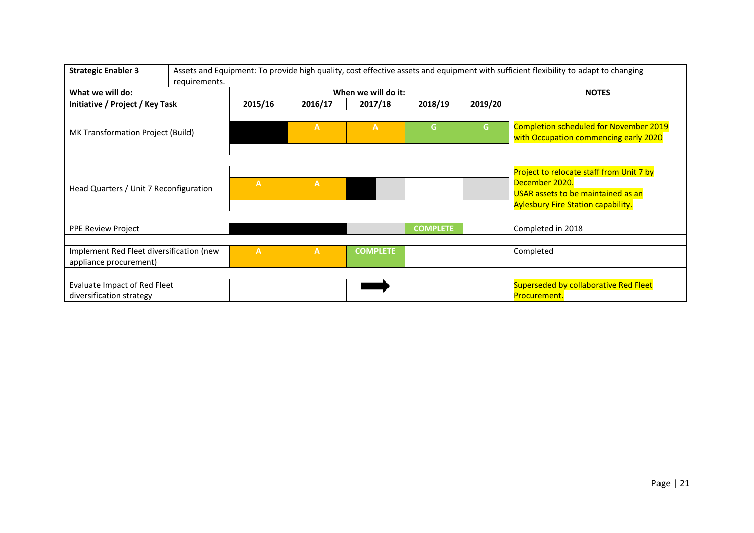| **Strategic Enabler 3** | Assets and Equipment: To provide high quality, cost effective assets and equipment with sufficient flexibility to adapt to changing requirements. | | | | | |
|---|---|---|---|---|---|---|
| **What we will do:** | **When we will do it:** | | | | | **NOTES** |
| **Initiative / Project / Key Task** | **2015/16** | **2016/17** | **2017/18** | **2018/19** | **2019/20** | |
| MK Transformation Project (Build) | | A | A | G | G | Completion scheduled for November 2019 with Occupation commencing early 2020 |
| Head Quarters / Unit 7 Reconfiguration | A | A | | | | Project to relocate staff from Unit 7 by December 2020. USAR assets to be maintained as an Aylesbury Fire Station capability. |
| PPE Review Project | | | | COMPLETE | | Completed in 2018 |
| Implement Red Fleet diversification (new appliance procurement) | A | A | COMPLETE | | | Completed |
| Evaluate Impact of Red Fleet diversification strategy | | | ➡ | | | Superseded by collaborative Red Fleet Procurement. |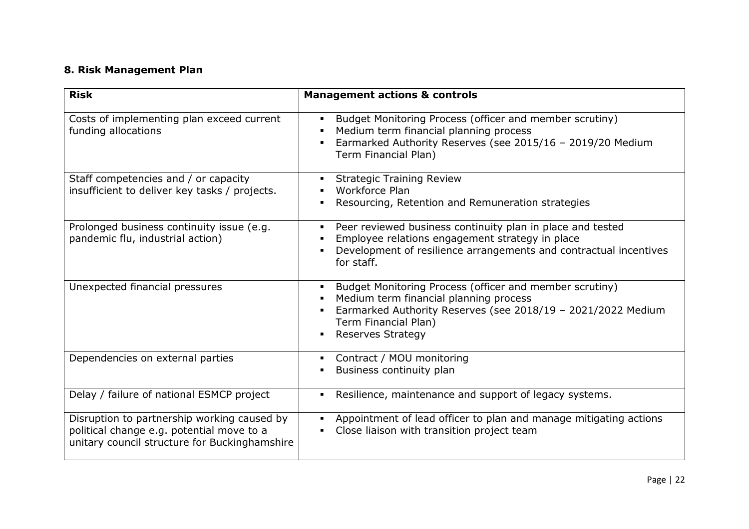## 8. Risk Management Plan

| Risk | Management actions & controls |
|---|---|
| Costs of implementing plan exceed current funding allocations | ▪ Budget Monitoring Process (officer and member scrutiny)<br>▪ Medium term financial planning process<br>▪ Earmarked Authority Reserves (see 2015/16 – 2019/20 Medium Term Financial Plan) |
| Staff competencies and / or capacity insufficient to deliver key tasks / projects. | ▪ Strategic Training Review<br>▪ Workforce Plan<br>▪ Resourcing, Retention and Remuneration strategies |
| Prolonged business continuity issue (e.g. pandemic flu, industrial action) | ▪ Peer reviewed business continuity plan in place and tested<br>▪ Employee relations engagement strategy in place<br>▪ Development of resilience arrangements and contractual incentives for staff. |
| Unexpected financial pressures | ▪ Budget Monitoring Process (officer and member scrutiny)<br>▪ Medium term financial planning process<br>▪ Earmarked Authority Reserves (see 2018/19 – 2021/2022 Medium Term Financial Plan)<br>▪ Reserves Strategy |
| Dependencies on external parties | ▪ Contract / MOU monitoring<br>▪ Business continuity plan |
| Delay / failure of national ESMCP project | ▪ Resilience, maintenance and support of legacy systems. |
| Disruption to partnership working caused by political change e.g. potential move to a unitary council structure for Buckinghamshire | ▪ Appointment of lead officer to plan and manage mitigating actions<br>▪ Close liaison with transition project team |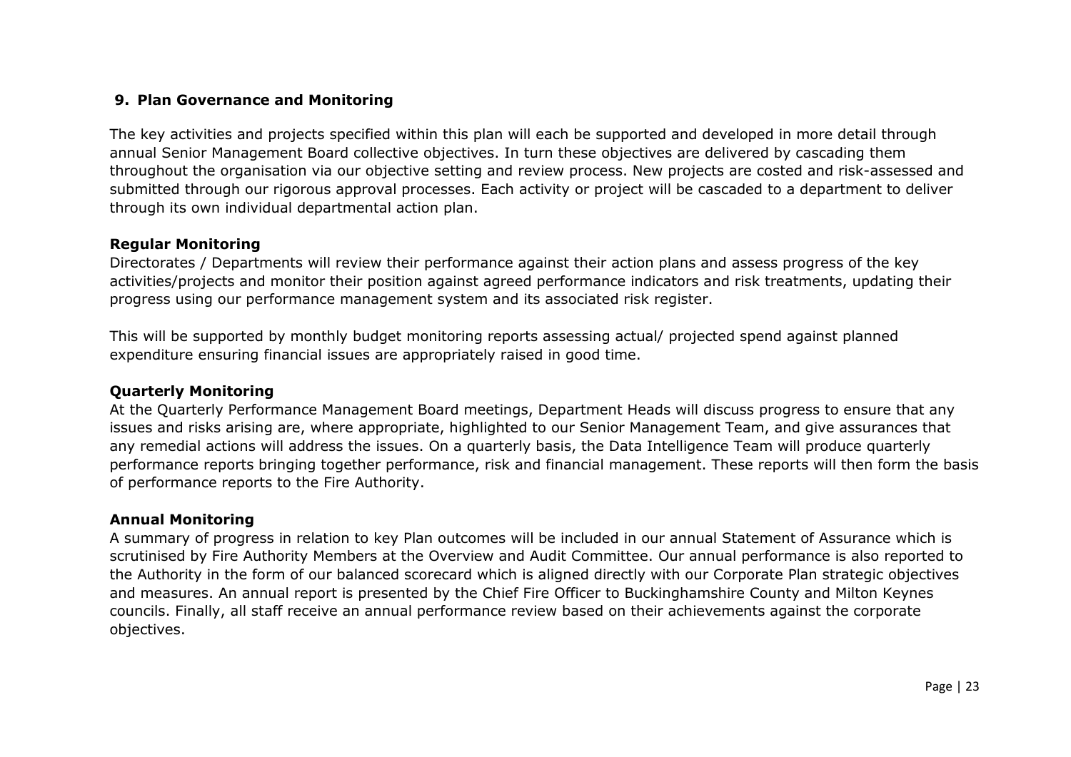## 9. Plan Governance and Monitoring

The key activities and projects specified within this plan will each be supported and developed in more detail through annual Senior Management Board collective objectives. In turn these objectives are delivered by cascading them throughout the organisation via our objective setting and review process. New projects are costed and risk-assessed and submitted through our rigorous approval processes. Each activity or project will be cascaded to a department to deliver through its own individual departmental action plan.

### Regular Monitoring

Directorates / Departments will review their performance against their action plans and assess progress of the key activities/projects and monitor their position against agreed performance indicators and risk treatments, updating their progress using our performance management system and its associated risk register.

This will be supported by monthly budget monitoring reports assessing actual/ projected spend against planned expenditure ensuring financial issues are appropriately raised in good time.

### Quarterly Monitoring

At the Quarterly Performance Management Board meetings, Department Heads will discuss progress to ensure that any issues and risks arising are, where appropriate, highlighted to our Senior Management Team, and give assurances that any remedial actions will address the issues. On a quarterly basis, the Data Intelligence Team will produce quarterly performance reports bringing together performance, risk and financial management. These reports will then form the basis of performance reports to the Fire Authority.

### Annual Monitoring

A summary of progress in relation to key Plan outcomes will be included in our annual Statement of Assurance which is scrutinised by Fire Authority Members at the Overview and Audit Committee. Our annual performance is also reported to the Authority in the form of our balanced scorecard which is aligned directly with our Corporate Plan strategic objectives and measures. An annual report is presented by the Chief Fire Officer to Buckinghamshire County and Milton Keynes councils. Finally, all staff receive an annual performance review based on their achievements against the corporate objectives.